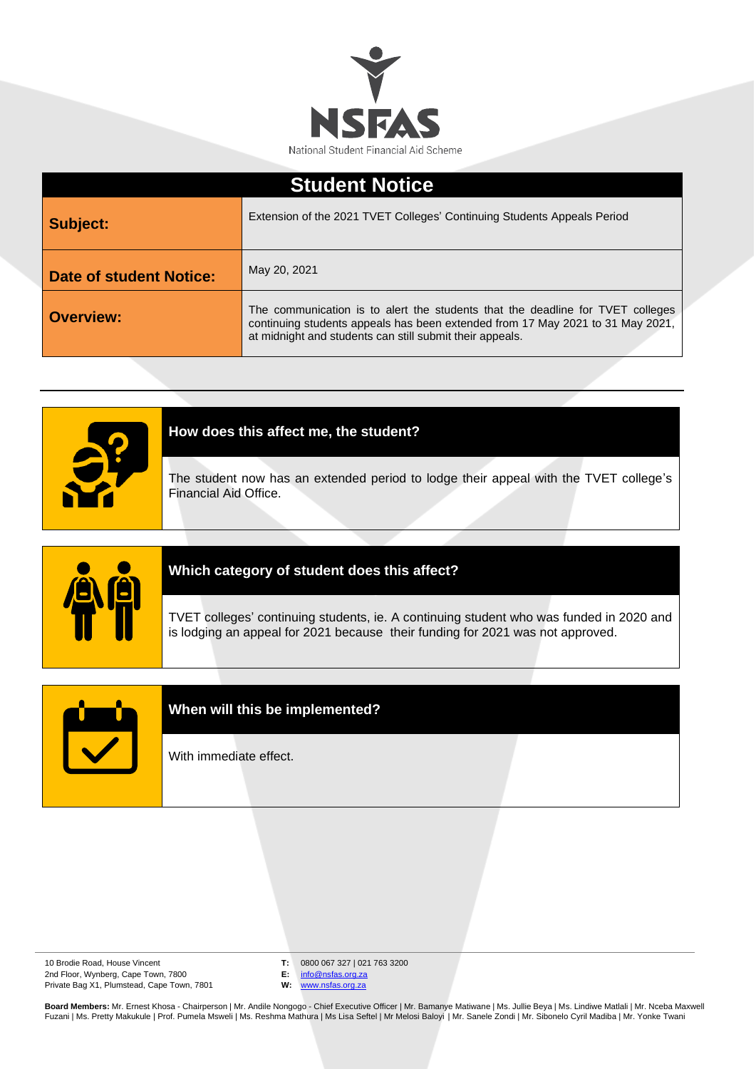# NSFAS

National Student Financial Aid Scheme

## Student Notice

| | |
|---|---|
| **Subject:** | Extension of the 2021 TVET Colleges' Continuing Students Appeals Period |
| **Date of student Notice:** | May 20, 2021 |
| **Overview:** | The communication is to alert the students that the deadline for TVET colleges continuing students appeals has been extended from 17 May 2021 to 31 May 2021, at midnight and students can still submit their appeals. |

---

### How does this affect me, the student?

The student now has an extended period to lodge their appeal with the TVET college's Financial Aid Office.

### Which category of student does this affect?

TVET colleges' continuing students, ie. A continuing student who was funded in 2020 and is lodging an appeal for 2021 because their funding for 2021 was not approved.

### When will this be implemented?

With immediate effect.

---

10 Brodie Road, House Vincent
2nd Floor, Wynberg, Cape Town, 7800
Private Bag X1, Plumstead, Cape Town, 7801

**T:** 0800 067 327 | 021 763 3200
**E:** info@nsfas.org.za
**W:** www.nsfas.org.za

**Board Members:** Mr. Ernest Khosa - Chairperson | Mr. Andile Nongogo - Chief Executive Officer | Mr. Bamanye Matiwane | Ms. Jullie Beya | Ms. Lindiwe Matlali | Mr. Nceba Maxwell Fuzani | Ms. Pretty Makukule | Prof. Pumela Msweli | Ms. Reshma Mathura | Ms Lisa Seftel | Mr Melosi Baloyi | Mr. Sanele Zondi | Mr. Sibonelo Cyril Madiba | Mr. Yonke Twani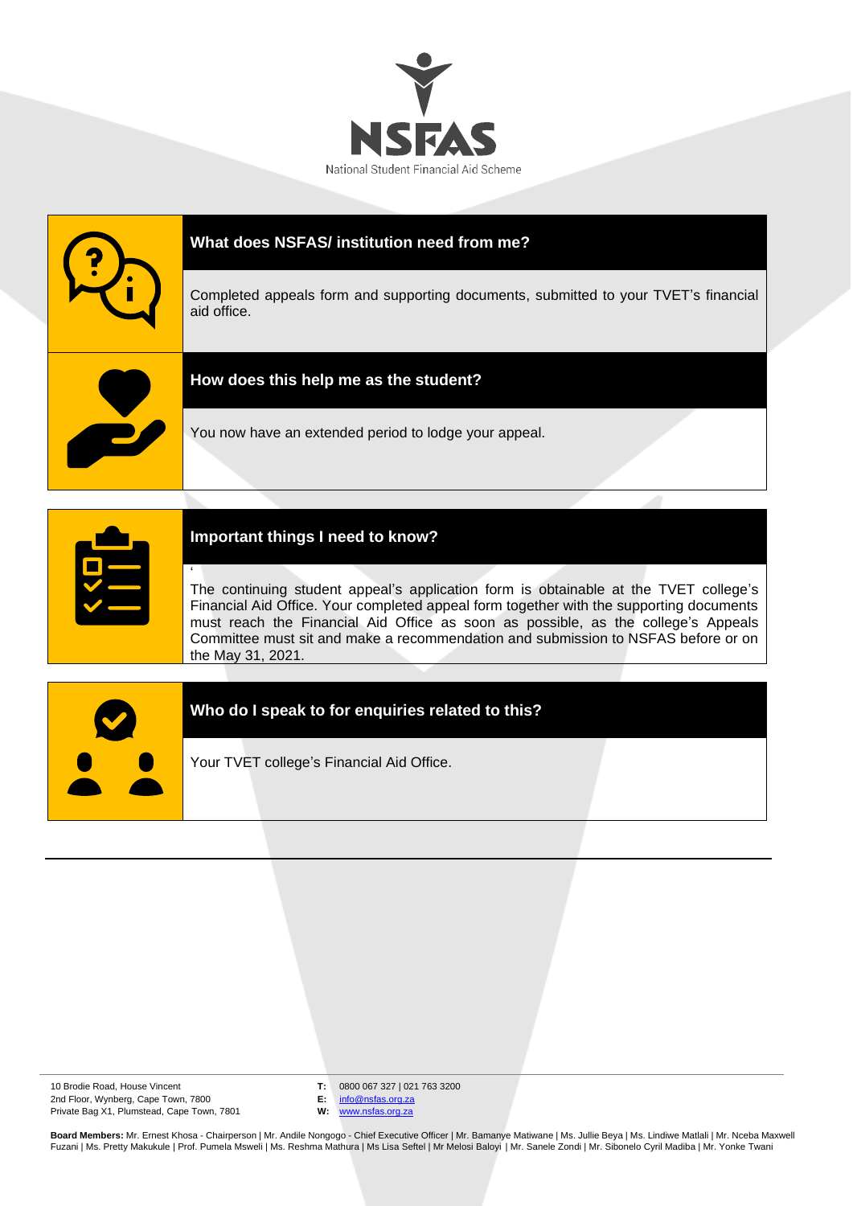NSFAS

National Student Financial Aid Scheme

## What does NSFAS/ institution need from me?

Completed appeals form and supporting documents, submitted to your TVET's financial aid office.

## How does this help me as the student?

You now have an extended period to lodge your appeal.

## Important things I need to know?

The continuing student appeal's application form is obtainable at the TVET college's Financial Aid Office. Your completed appeal form together with the supporting documents must reach the Financial Aid Office as soon as possible, as the college's Appeals Committee must sit and make a recommendation and submission to NSFAS before or on the May 31, 2021.

## Who do I speak to for enquiries related to this?

Your TVET college's Financial Aid Office.

---

10 Brodie Road, House Vincent
2nd Floor, Wynberg, Cape Town, 7800
Private Bag X1, Plumstead, Cape Town, 7801

**T:** 0800 067 327 | 021 763 3200
**E:** info@nsfas.org.za
**W:** www.nsfas.org.za

**Board Members:** Mr. Ernest Khosa - Chairperson | Mr. Andile Nongogo - Chief Executive Officer | Mr. Bamanye Matiwane | Ms. Jullie Beya | Ms. Lindiwe Matlali | Mr. Nceba Maxwell Fuzani | Ms. Pretty Makukule | Prof. Pumela Msweli | Ms. Reshma Mathura | Ms Lisa Seftel | Mr Melosi Baloyi | Mr. Sanele Zondi | Mr. Sibonelo Cyril Madiba | Mr. Yonke Twani